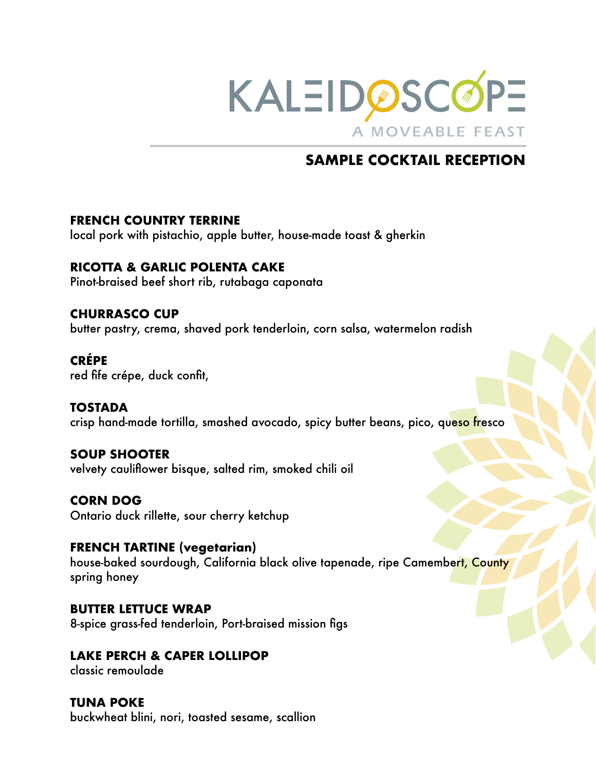# KALEIDOSCOPE

A MOVEABLE FEAST

## SAMPLE COCKTAIL RECEPTION

**FRENCH COUNTRY TERRINE**
local pork with pistachio, apple butter, house-made toast & gherkin

**RICOTTA & GARLIC POLENTA CAKE**
Pinot-braised beef short rib, rutabaga caponata

**CHURRASCO CUP**
butter pastry, crema, shaved pork tenderloin, corn salsa, watermelon radish

**CRÉPE**
red fife crépe, duck confit,

**TOSTADA**
crisp hand-made tortilla, smashed avocado, spicy butter beans, pico, queso fresco

**SOUP SHOOTER**
velvety cauliflower bisque, salted rim, smoked chili oil

**CORN DOG**
Ontario duck rillette, sour cherry ketchup

**FRENCH TARTINE (vegetarian)**
house-baked sourdough, California black olive tapenade, ripe Camembert, County spring honey

**BUTTER LETTUCE WRAP**
8-spice grass-fed tenderloin, Port-braised mission figs

**LAKE PERCH & CAPER LOLLIPOP**
classic remoulade

**TUNA POKE**
buckwheat blini, nori, toasted sesame, scallion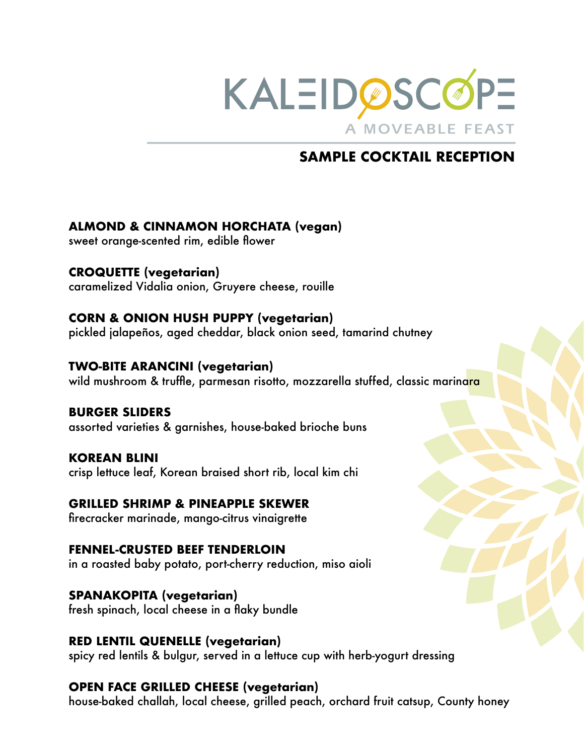# KALEIDOSCOPE

A MOVEABLE FEAST

## SAMPLE COCKTAIL RECEPTION

**ALMOND & CINNAMON HORCHATA (vegan)**
sweet orange-scented rim, edible flower

**CROQUETTE (vegetarian)**
caramelized Vidalia onion, Gruyere cheese, rouille

**CORN & ONION HUSH PUPPY (vegetarian)**
pickled jalapeños, aged cheddar, black onion seed, tamarind chutney

**TWO-BITE ARANCINI (vegetarian)**
wild mushroom & truffle, parmesan risotto, mozzarella stuffed, classic marinara

**BURGER SLIDERS**
assorted varieties & garnishes, house-baked brioche buns

**KOREAN BLINI**
crisp lettuce leaf, Korean braised short rib, local kim chi

**GRILLED SHRIMP & PINEAPPLE SKEWER**
firecracker marinade, mango-citrus vinaigrette

**FENNEL-CRUSTED BEEF TENDERLOIN**
in a roasted baby potato, port-cherry reduction, miso aioli

**SPANAKOPITA (vegetarian)**
fresh spinach, local cheese in a flaky bundle

**RED LENTIL QUENELLE (vegetarian)**
spicy red lentils & bulgur, served in a lettuce cup with herb-yogurt dressing

**OPEN FACE GRILLED CHEESE (vegetarian)**
house-baked challah, local cheese, grilled peach, orchard fruit catsup, County honey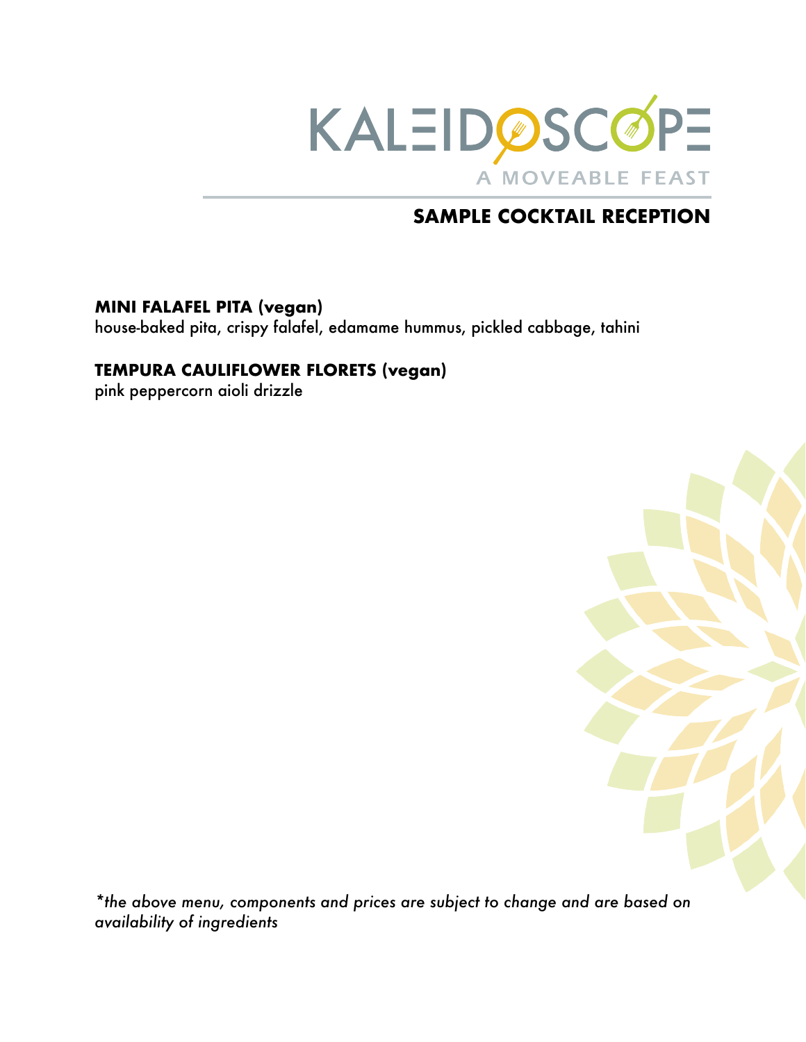# KALEIDOSCOPE

A MOVEABLE FEAST

## SAMPLE COCKTAIL RECEPTION

**MINI FALAFEL PITA (vegan)**
house-baked pita, crispy falafel, edamame hummus, pickled cabbage, tahini

**TEMPURA CAULIFLOWER FLORETS (vegan)**
pink peppercorn aioli drizzle

*\*the above menu, components and prices are subject to change and are based on availability of ingredients*